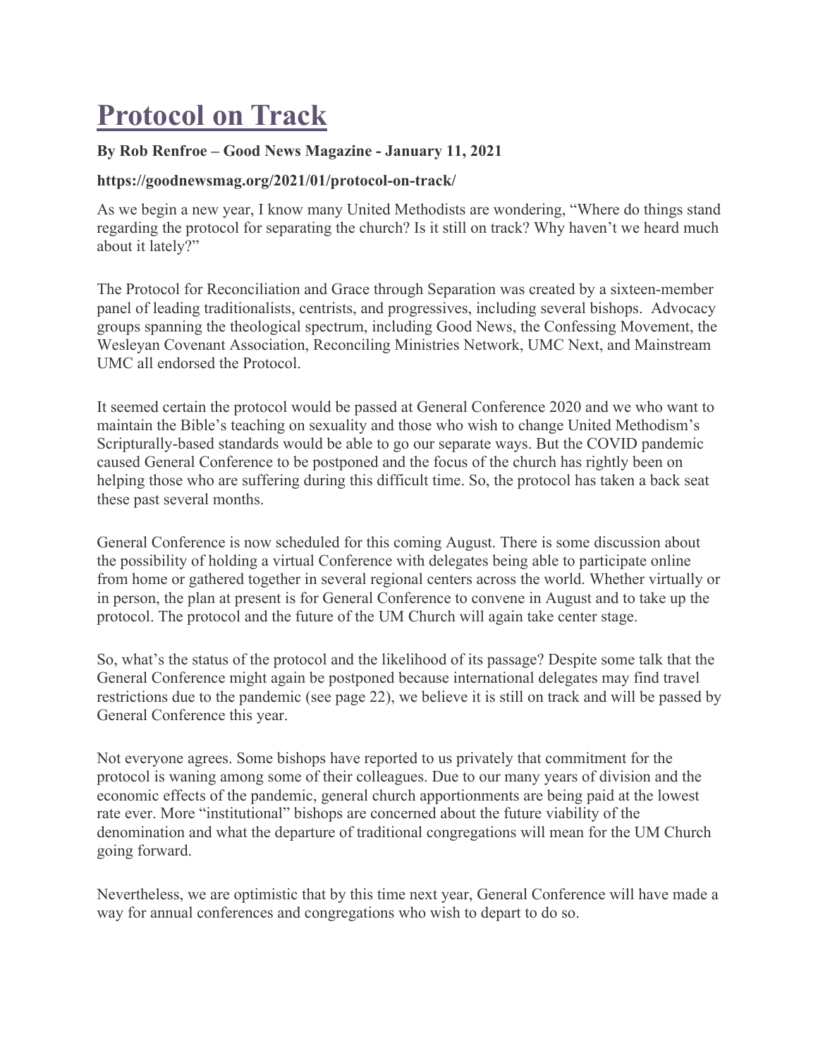# [Protocol on Track](https://goodnewsmag.org/2021/01/protocol-on-track/)

**By Rob Renfroe – Good News Magazine - January 11, 2021**

**https://goodnewsmag.org/2021/01/protocol-on-track/**

As we begin a new year, I know many United Methodists are wondering, "Where do things stand regarding the protocol for separating the church? Is it still on track? Why haven't we heard much about it lately?"

The Protocol for Reconciliation and Grace through Separation was created by a sixteen-member panel of leading traditionalists, centrists, and progressives, including several bishops. Advocacy groups spanning the theological spectrum, including Good News, the Confessing Movement, the Wesleyan Covenant Association, Reconciling Ministries Network, UMC Next, and Mainstream UMC all endorsed the Protocol.

It seemed certain the protocol would be passed at General Conference 2020 and we who want to maintain the Bible's teaching on sexuality and those who wish to change United Methodism's Scripturally-based standards would be able to go our separate ways. But the COVID pandemic caused General Conference to be postponed and the focus of the church has rightly been on helping those who are suffering during this difficult time. So, the protocol has taken a back seat these past several months.

General Conference is now scheduled for this coming August. There is some discussion about the possibility of holding a virtual Conference with delegates being able to participate online from home or gathered together in several regional centers across the world. Whether virtually or in person, the plan at present is for General Conference to convene in August and to take up the protocol. The protocol and the future of the UM Church will again take center stage.

So, what's the status of the protocol and the likelihood of its passage? Despite some talk that the General Conference might again be postponed because international delegates may find travel restrictions due to the pandemic (see page 22), we believe it is still on track and will be passed by General Conference this year.

Not everyone agrees. Some bishops have reported to us privately that commitment for the protocol is waning among some of their colleagues. Due to our many years of division and the economic effects of the pandemic, general church apportionments are being paid at the lowest rate ever. More "institutional" bishops are concerned about the future viability of the denomination and what the departure of traditional congregations will mean for the UM Church going forward.

Nevertheless, we are optimistic that by this time next year, General Conference will have made a way for annual conferences and congregations who wish to depart to do so.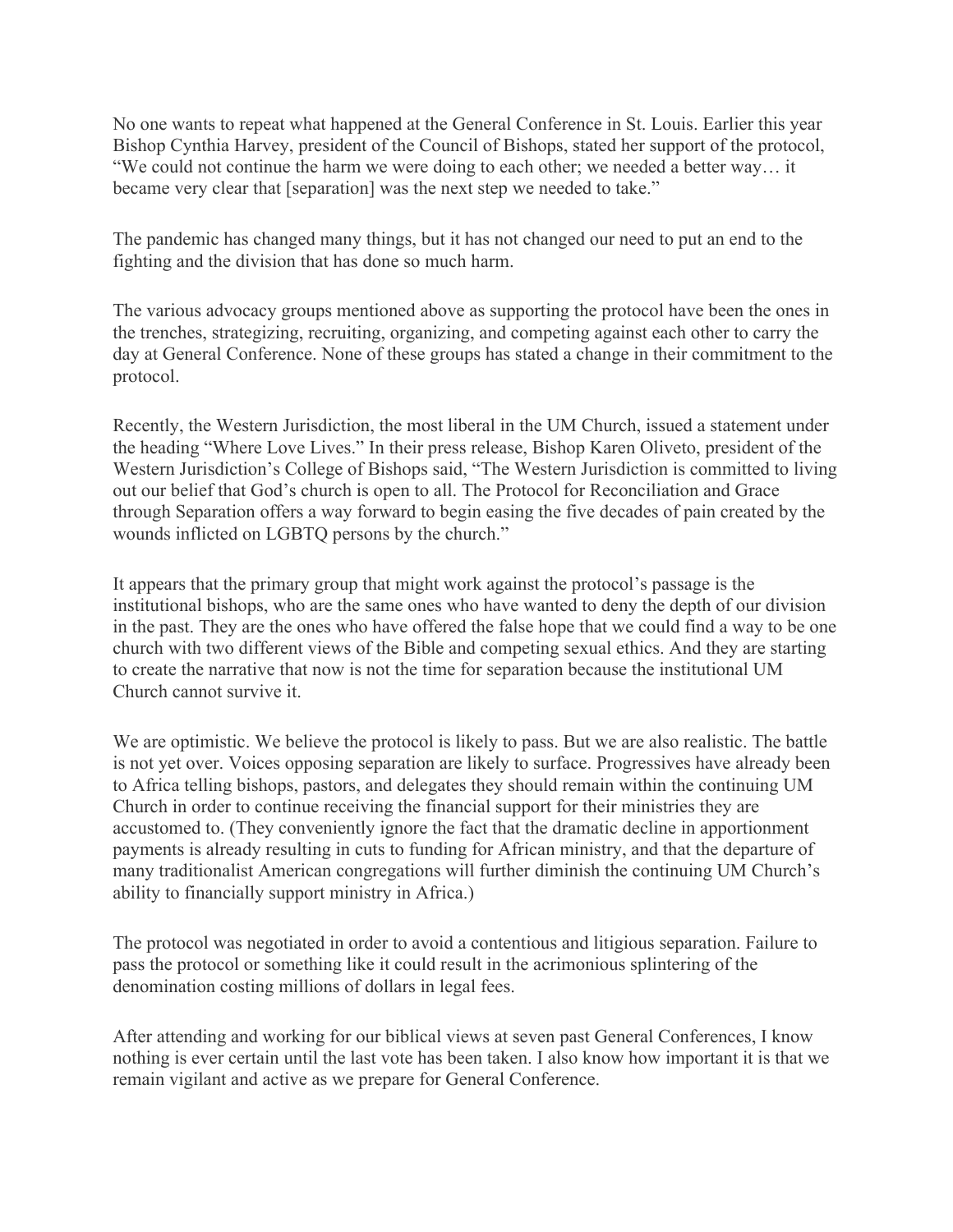No one wants to repeat what happened at the General Conference in St. Louis. Earlier this year Bishop Cynthia Harvey, president of the Council of Bishops, stated her support of the protocol, "We could not continue the harm we were doing to each other; we needed a better way… it became very clear that [separation] was the next step we needed to take."

The pandemic has changed many things, but it has not changed our need to put an end to the fighting and the division that has done so much harm.

The various advocacy groups mentioned above as supporting the protocol have been the ones in the trenches, strategizing, recruiting, organizing, and competing against each other to carry the day at General Conference. None of these groups has stated a change in their commitment to the protocol.

Recently, the Western Jurisdiction, the most liberal in the UM Church, issued a statement under the heading "Where Love Lives." In their press release, Bishop Karen Oliveto, president of the Western Jurisdiction's College of Bishops said, "The Western Jurisdiction is committed to living out our belief that God's church is open to all. The Protocol for Reconciliation and Grace through Separation offers a way forward to begin easing the five decades of pain created by the wounds inflicted on LGBTQ persons by the church."

It appears that the primary group that might work against the protocol's passage is the institutional bishops, who are the same ones who have wanted to deny the depth of our division in the past. They are the ones who have offered the false hope that we could find a way to be one church with two different views of the Bible and competing sexual ethics. And they are starting to create the narrative that now is not the time for separation because the institutional UM Church cannot survive it.

We are optimistic. We believe the protocol is likely to pass. But we are also realistic. The battle is not yet over. Voices opposing separation are likely to surface. Progressives have already been to Africa telling bishops, pastors, and delegates they should remain within the continuing UM Church in order to continue receiving the financial support for their ministries they are accustomed to. (They conveniently ignore the fact that the dramatic decline in apportionment payments is already resulting in cuts to funding for African ministry, and that the departure of many traditionalist American congregations will further diminish the continuing UM Church's ability to financially support ministry in Africa.)

The protocol was negotiated in order to avoid a contentious and litigious separation. Failure to pass the protocol or something like it could result in the acrimonious splintering of the denomination costing millions of dollars in legal fees.

After attending and working for our biblical views at seven past General Conferences, I know nothing is ever certain until the last vote has been taken. I also know how important it is that we remain vigilant and active as we prepare for General Conference.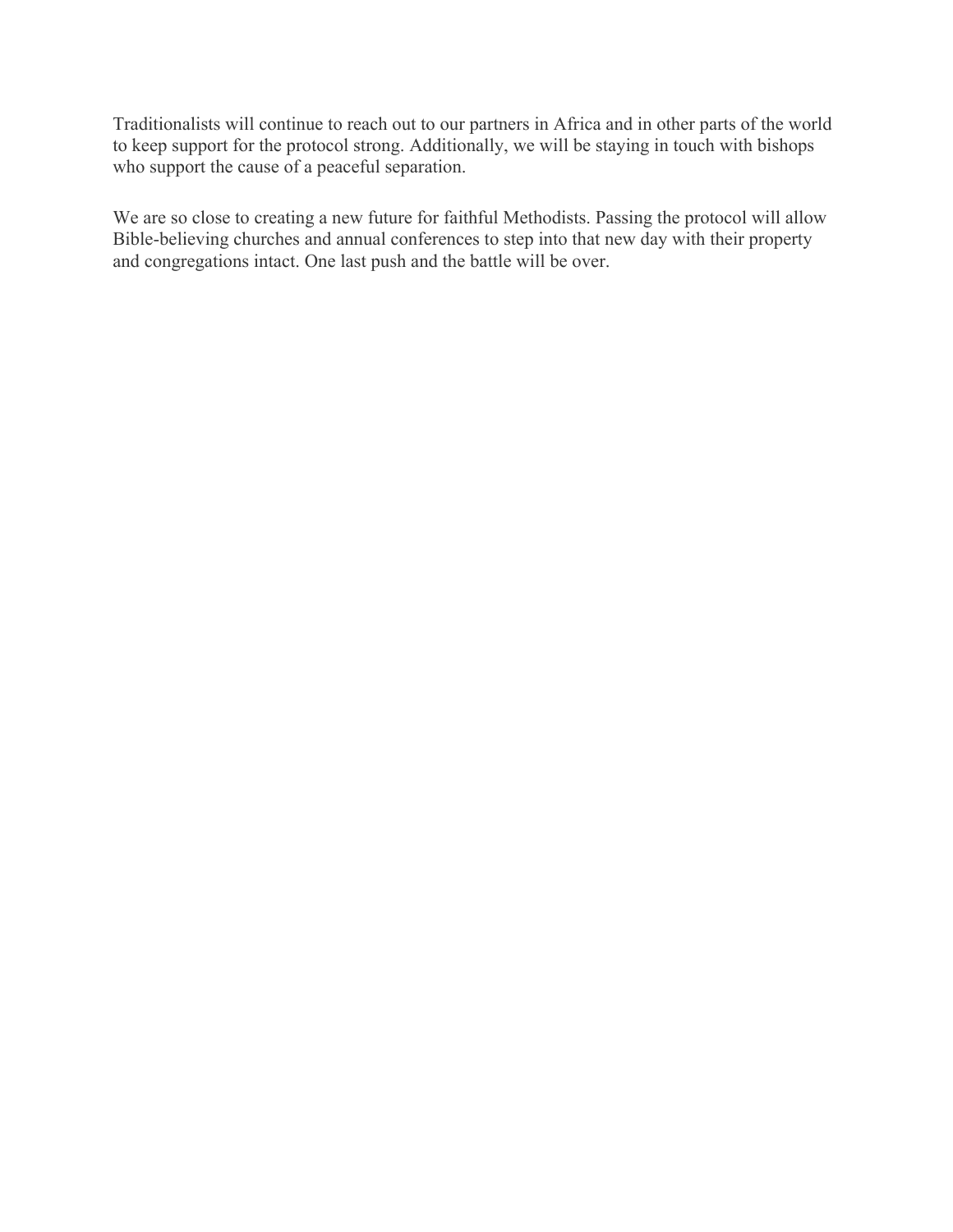Traditionalists will continue to reach out to our partners in Africa and in other parts of the world to keep support for the protocol strong. Additionally, we will be staying in touch with bishops who support the cause of a peaceful separation.

We are so close to creating a new future for faithful Methodists. Passing the protocol will allow Bible-believing churches and annual conferences to step into that new day with their property and congregations intact. One last push and the battle will be over.